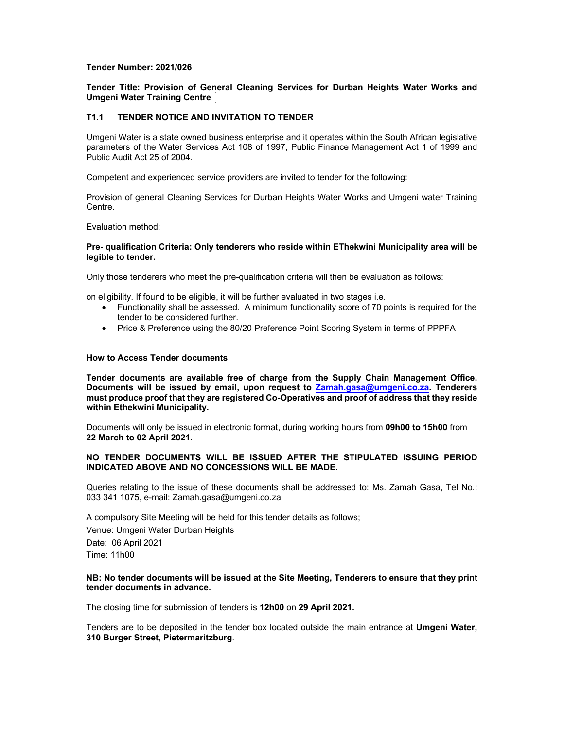**Tender Number: 2021/026**

**Tender Title: Provision of General Cleaning Services for Durban Heights Water Works and Umgeni Water Training Centre**

## T1.1 TENDER NOTICE AND INVITATION TO TENDER

Umgeni Water is a state owned business enterprise and it operates within the South African legislative parameters of the Water Services Act 108 of 1997, Public Finance Management Act 1 of 1999 and Public Audit Act 25 of 2004.

Competent and experienced service providers are invited to tender for the following:

Provision of general Cleaning Services for Durban Heights Water Works and Umgeni water Training Centre.

Evaluation method:

**Pre- qualification Criteria: Only tenderers who reside within EThekwini Municipality area will be legible to tender.**

Only those tenderers who meet the pre-qualification criteria will then be evaluation as follows:

on eligibility. If found to be eligible, it will be further evaluated in two stages i.e.

- Functionality shall be assessed. A minimum functionality score of 70 points is required for the tender to be considered further.
- Price & Preference using the 80/20 Preference Point Scoring System in terms of PPPFA

**How to Access Tender documents**

**Tender documents are available free of charge from the Supply Chain Management Office. Documents will be issued by email, upon request to Zamah.gasa@umgeni.co.za. Tenderers must produce proof that they are registered Co-Operatives and proof of address that they reside within Ethekwini Municipality.**

Documents will only be issued in electronic format, during working hours from **09h00 to 15h00** from **22 March to 02 April 2021.**

**NO TENDER DOCUMENTS WILL BE ISSUED AFTER THE STIPULATED ISSUING PERIOD INDICATED ABOVE AND NO CONCESSIONS WILL BE MADE.**

Queries relating to the issue of these documents shall be addressed to: Ms. Zamah Gasa, Tel No.: 033 341 1075, e-mail: Zamah.gasa@umgeni.co.za

A compulsory Site Meeting will be held for this tender details as follows;

Venue: Umgeni Water Durban Heights

Date: 06 April 2021

Time: 11h00

**NB: No tender documents will be issued at the Site Meeting, Tenderers to ensure that they print tender documents in advance.**

The closing time for submission of tenders is **12h00** on **29 April 2021.**

Tenders are to be deposited in the tender box located outside the main entrance at **Umgeni Water, 310 Burger Street, Pietermaritzburg**.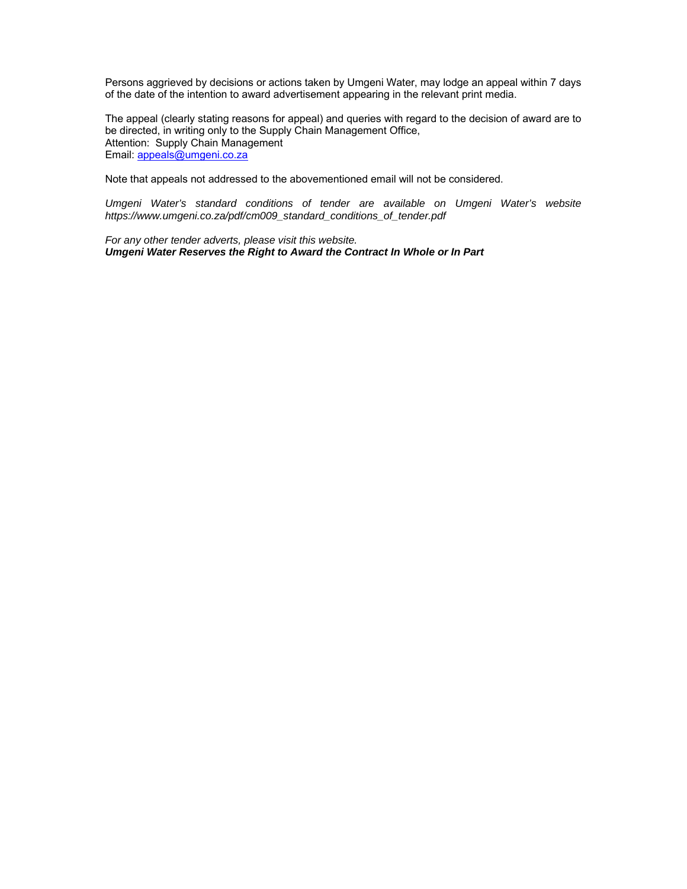Persons aggrieved by decisions or actions taken by Umgeni Water, may lodge an appeal within 7 days of the date of the intention to award advertisement appearing in the relevant print media.

The appeal (clearly stating reasons for appeal) and queries with regard to the decision of award are to be directed, in writing only to the Supply Chain Management Office,
Attention: Supply Chain Management
Email: appeals@umgeni.co.za

Note that appeals not addressed to the abovementioned email will not be considered.

*Umgeni Water's standard conditions of tender are available on Umgeni Water's website https://www.umgeni.co.za/pdf/cm009_standard_conditions_of_tender.pdf*

*For any other tender adverts, please visit this website.*
***Umgeni Water Reserves the Right to Award the Contract In Whole or In Part***